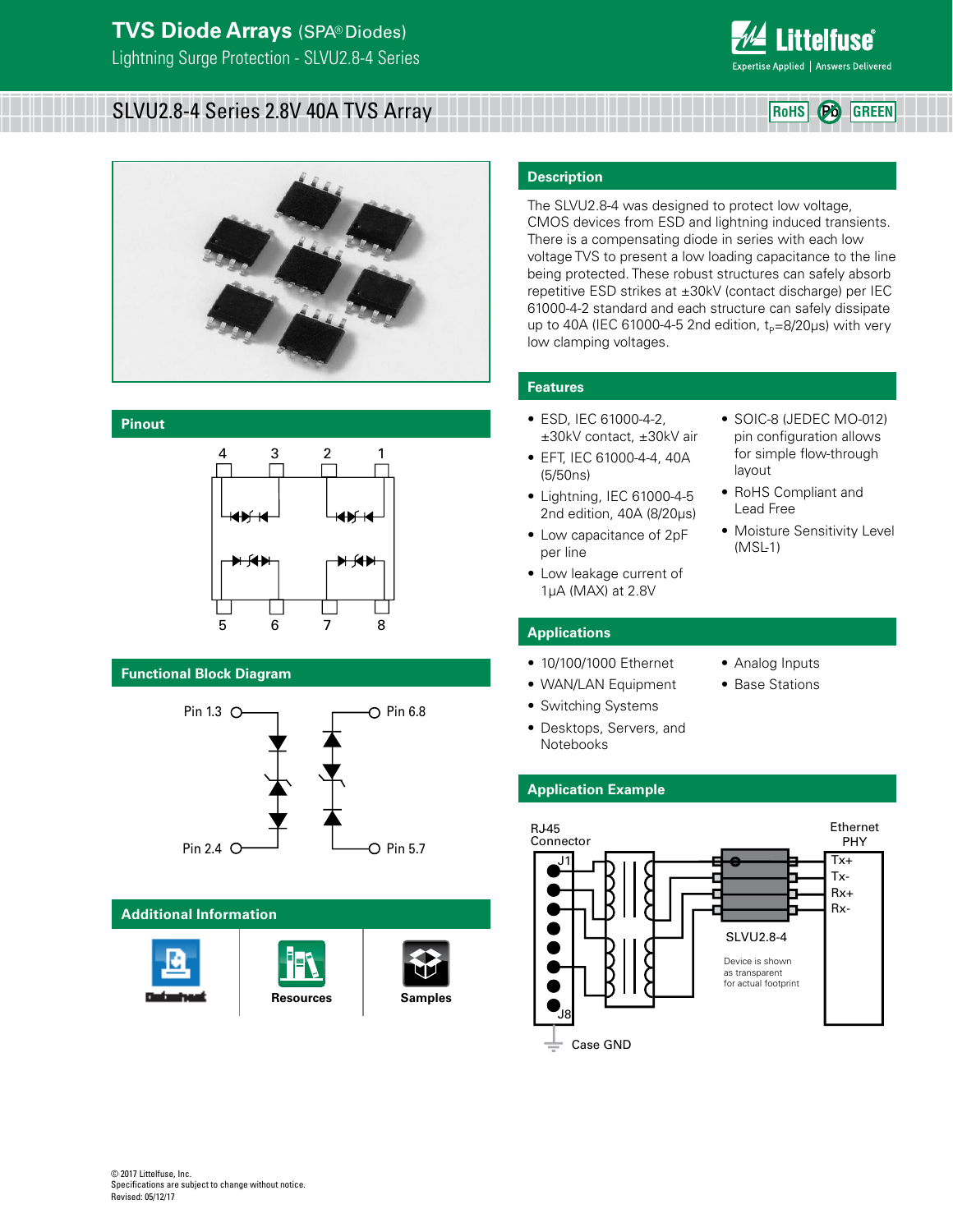# TVS Diode Arrays (SPA® Diodes)

Lightning Surge Protection - SLVU2.8-4 Series

## SLVU2.8-4 Series 2.8V 40A TVS Array

RoHS | Pb | GREEN

## Description

The SLVU2.8-4 was designed to protect low voltage, CMOS devices from ESD and lightning induced transients. There is a compensating diode in series with each low voltage TVS to present a low loading capacitance to the line being protected. These robust structures can safely absorb repetitive ESD strikes at ±30kV (contact discharge) per IEC 61000-4-2 standard and each structure can safely dissipate up to 40A (IEC 61000-4-5 2nd edition, $t_P$=8/20μs) with very low clamping voltages.

## Features

- ESD, IEC 61000-4-2, ±30kV contact, ±30kV air
- EFT, IEC 61000-4-4, 40A (5/50ns)
- Lightning, IEC 61000-4-5 2nd edition, 40A (8/20μs)
- Low capacitance of 2pF per line
- Low leakage current of 1μA (MAX) at 2.8V
- SOIC-8 (JEDEC MO-012) pin configuration allows for simple flow-through layout
- RoHS Compliant and Lead Free
- Moisture Sensitivity Level (MSL-1)

## Pinout

4 3 2 1

5 6 7 8

## Functional Block Diagram

Pin 1.3 | Pin 6.8

Pin 2.4 | Pin 5.7

## Applications

- 10/100/1000 Ethernet
- WAN/LAN Equipment
- Switching Systems
- Desktops, Servers, and Notebooks
- Analog Inputs
- Base Stations

## Application Example

RJ45 Connector — J1 … J8

Ethernet PHY — Tx+, Tx-, Rx+, Rx-

SLVU2.8-4

Device is shown as transparent for actual footprint

Case GND

## Additional Information

Datasheet | Resources | Samples

© 2017 Littelfuse, Inc.
Specifications are subject to change without notice.
Revised: 05/12/17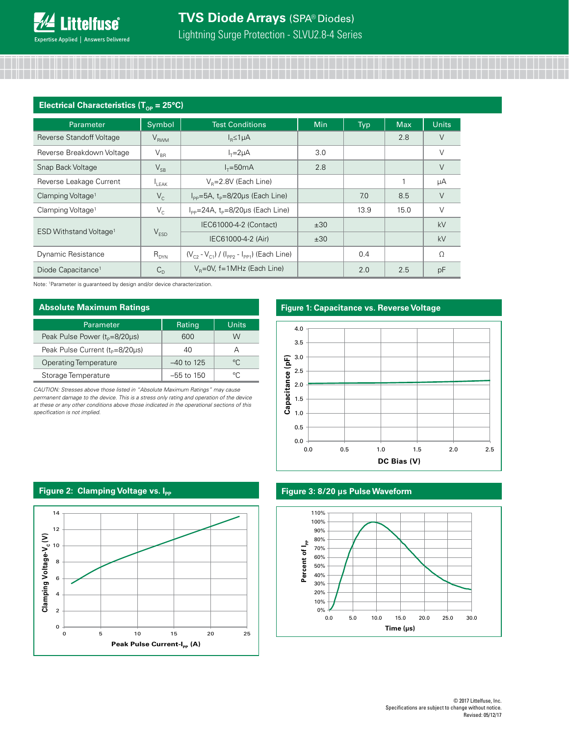## Electrical Characteristics ($T_{OP}$ = 25°C)

| Parameter | Symbol | Test Conditions | Min | Typ | Max | Units |
|---|---|---|---|---|---|---|
| Reverse Standoff Voltage | $V_{RWM}$ | $I_R$≤1μA | | | 2.8 | V |
| Reverse Breakdown Voltage | $V_{BR}$ | $I_T$=2μA | 3.0 | | | V |
| Snap Back Voltage | $V_{SB}$ | $I_T$=50mA | 2.8 | | | V |
| Reverse Leakage Current | $I_{LEAK}$ | $V_R$=2.8V (Each Line) | | | 1 | μA |
| Clamping Voltage[1] | $V_C$ | $I_{PP}$=5A, $t_P$=8/20μs (Each Line) | | 7.0 | 8.5 | V |
| Clamping Voltage[1] | $V_C$ | $I_{PP}$=24A, $t_P$=8/20μs (Each Line) | | 13.9 | 15.0 | V |
| ESD Withstand Voltage[1] | $V_{ESD}$ | IEC61000-4-2 (Contact) | ±30 | | | kV |
| | | IEC61000-4-2 (Air) | ±30 | | | kV |
| Dynamic Resistance | $R_{DYN}$ | $(V_{C2} - V_{C1}) / (I_{PP2} - I_{PP1})$ (Each Line) | | 0.4 | | Ω |
| Diode Capacitance[1] | $C_D$ | $V_R$=0V, f=1MHz (Each Line) | | 2.0 | 2.5 | pF |

Note: [1]Parameter is guaranteed by design and/or device characterization.

## Absolute Maximum Ratings

| Parameter | Rating | Units |
|---|---|---|
| Peak Pulse Power ($t_P$=8/20μs) | 600 | W |
| Peak Pulse Current ($t_P$=8/20μs) | 40 | A |
| Operating Temperature | –40 to 125 | °C |
| Storage Temperature | –55 to 150 | °C |

*CAUTION: Stresses above those listed in "Absolute Maximum Ratings" may cause permanent damage to the device. This is a stress only rating and operation of the device at these or any other conditions above those indicated in the operational sections of this specification is not implied.*

## Figure 1: Capacitance vs. Reverse Voltage

## Figure 2: Clamping Voltage vs. $I_{PP}$

## Figure 3: 8/20 μs Pulse Waveform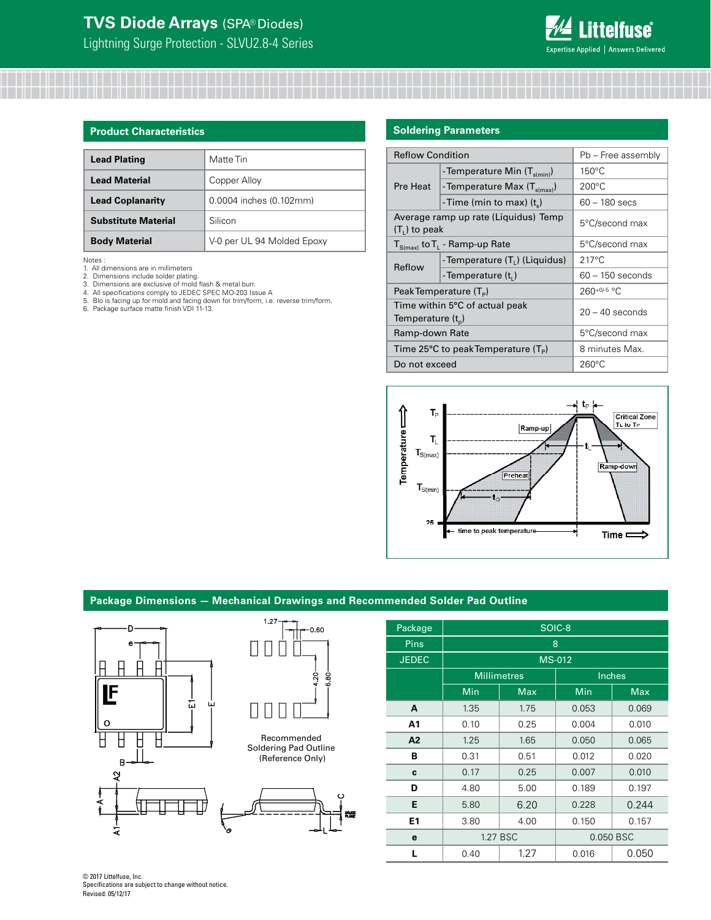# TVS Diode Arrays (SPA® Diodes)

## Lightning Surge Protection - SLVU2.8-4 Series

### Product Characteristics

| | |
|---|---|
| **Lead Plating** | Matte Tin |
| **Lead Material** | Copper Alloy |
| **Lead Coplanarity** | 0.0004 inches (0.102mm) |
| **Substitute Material** | Silicon |
| **Body Material** | V-0 per UL 94 Molded Epoxy |

Notes :
1. All dimensions are in millimeters
2. Dimensions include solder plating.
3. Dimensions are exclusive of mold flash & metal burr.
4. All specifications comply to JEDEC SPEC MO-203 Issue A
5. Blo is facing up for mold and facing down for trim/form, i.e. reverse trim/form.
6. Package surface matte finish VDI 11-13.

### Soldering Parameters

| Reflow Condition | | Pb – Free assembly |
|---|---|---|
| Pre Heat | -Temperature Min ($T_{s(min)}$) | 150°C |
| | -Temperature Max ($T_{s(max)}$) | 200°C |
| | -Time (min to max) ($t_s$) | 60 – 180 secs |
| Average ramp up rate (Liquidus) Temp ($T_L$) to peak | | 5°C/second max |
| $T_{S(max)}$ to $T_L$ - Ramp-up Rate | | 5°C/second max |
| Reflow | -Temperature ($T_L$) (Liquidus) | 217°C |
| | -Temperature ($t_L$) | 60 – 150 seconds |
| Peak Temperature ($T_P$) | | $260^{+0/-5}$ °C |
| Time within 5°C of actual peak Temperature ($t_p$) | | 20 – 40 seconds |
| Ramp-down Rate | | 5°C/second max |
| Time 25°C to peak Temperature ($T_P$) | | 8 minutes Max. |
| Do not exceed | | 260°C |

### Package Dimensions — Mechanical Drawings and Recommended Solder Pad Outline

Recommended Soldering Pad Outline (Reference Only)

| Package | SOIC-8 | | | |
|---|---|---|---|---|
| Pins | 8 | | | |
| JEDEC | MS-012 | | | |
| | Millimetres | | Inches | |
| | Min | Max | Min | Max |
| **A** | 1.35 | 1.75 | 0.053 | 0.069 |
| **A1** | 0.10 | 0.25 | 0.004 | 0.010 |
| **A2** | 1.25 | 1.65 | 0.050 | 0.065 |
| **B** | 0.31 | 0.51 | 0.012 | 0.020 |
| **c** | 0.17 | 0.25 | 0.007 | 0.010 |
| **D** | 4.80 | 5.00 | 0.189 | 0.197 |
| **E** | 5.80 | 6.20 | 0.228 | 0.244 |
| **E1** | 3.80 | 4.00 | 0.150 | 0.157 |
| **e** | 1.27 BSC | | 0.050 BSC | |
| **L** | 0.40 | 1.27 | 0.016 | 0.050 |

© 2017 Littelfuse, Inc.
Specifications are subject to change without notice.
Revised: 05/12/17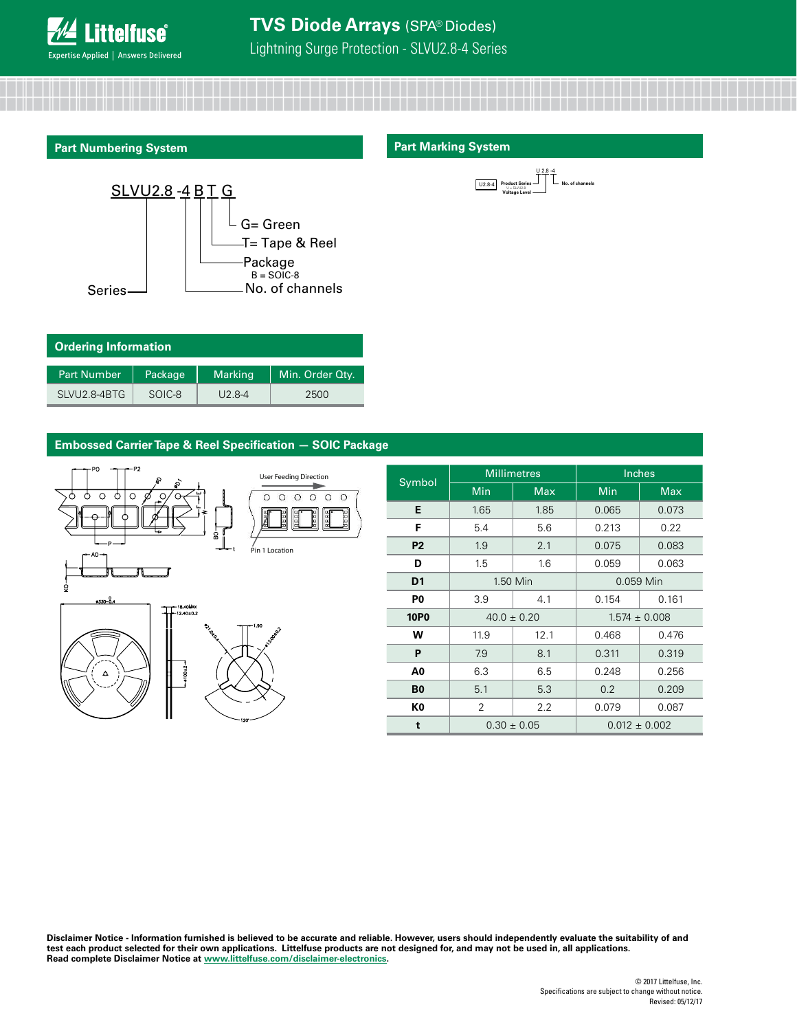## Part Numbering System

SLVU2.8 -4 B T G

- G= Green
- T= Tape & Reel
- Package
  - B = SOIC-8
- No. of channels
- Series

## Part Marking System

U2.8-4

U 2.8 -4

Product Series
U = SLVU2.8

Voltage Level

No. of channels

## Ordering Information

| Part Number | Package | Marking | Min. Order Qty. |
|---|---|---|---|
| SLVU2.8-4BTG | SOIC-8 | U2.8-4 | 2500 |

## Embossed Carrier Tape & Reel Specification — SOIC Package

P0 P2 ØD ØD1 E F W P A0 B0 K0 t

User Feeding Direction

Pin 1 Location

ø330-$^{0}_{3.4}$

18.40MAX

12.40±0.2

ø100±2

ø21.0±0.4

ø13.00±0.2

1.90

120°

| Symbol | Millimetres | | Inches | |
|---|---|---|---|---|
| | Min | Max | Min | Max |
| **E** | 1.65 | 1.85 | 0.065 | 0.073 |
| **F** | 5.4 | 5.6 | 0.213 | 0.22 |
| **P2** | 1.9 | 2.1 | 0.075 | 0.083 |
| **D** | 1.5 | 1.6 | 0.059 | 0.063 |
| **D1** | 1.50 Min | | 0.059 Min | |
| **P0** | 3.9 | 4.1 | 0.154 | 0.161 |
| **10P0** | 40.0 ± 0.20 | | 1.574 ± 0.008 | |
| **W** | 11.9 | 12.1 | 0.468 | 0.476 |
| **P** | 7.9 | 8.1 | 0.311 | 0.319 |
| **A0** | 6.3 | 6.5 | 0.248 | 0.256 |
| **B0** | 5.1 | 5.3 | 0.2 | 0.209 |
| **K0** | 2 | 2.2 | 0.079 | 0.087 |
| **t** | 0.30 ± 0.05 | | 0.012 ± 0.002 | |

**Disclaimer Notice - Information furnished is believed to be accurate and reliable. However, users should independently evaluate the suitability of and test each product selected for their own applications. Littelfuse products are not designed for, and may not be used in, all applications. Read complete Disclaimer Notice at www.littelfuse.com/disclaimer-electronics.**

© 2017 Littelfuse, Inc.
Specifications are subject to change without notice.
Revised: 05/12/17